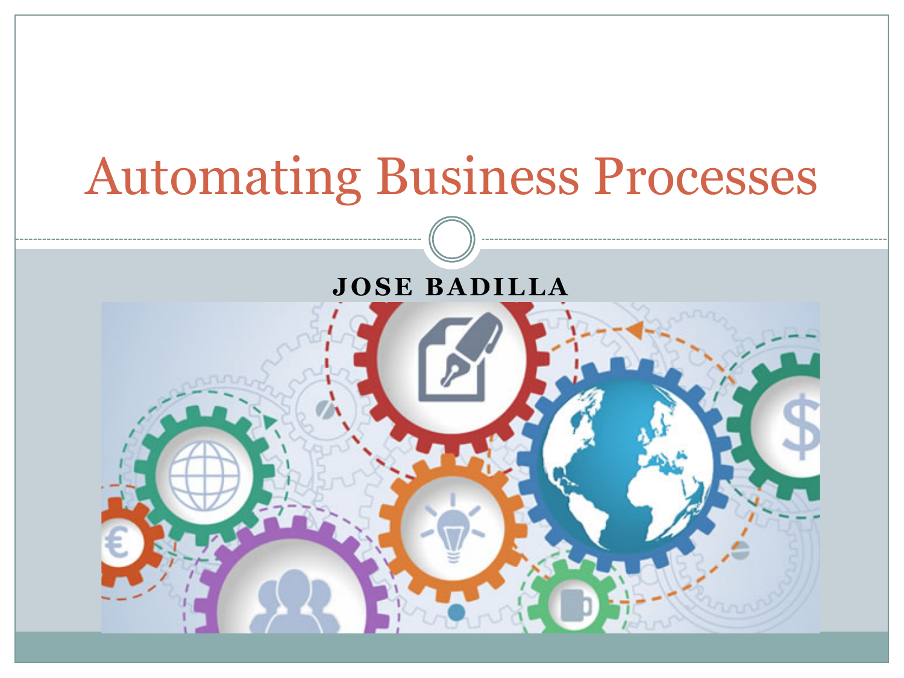# Automating Business Processes

**JOSE BADILLA**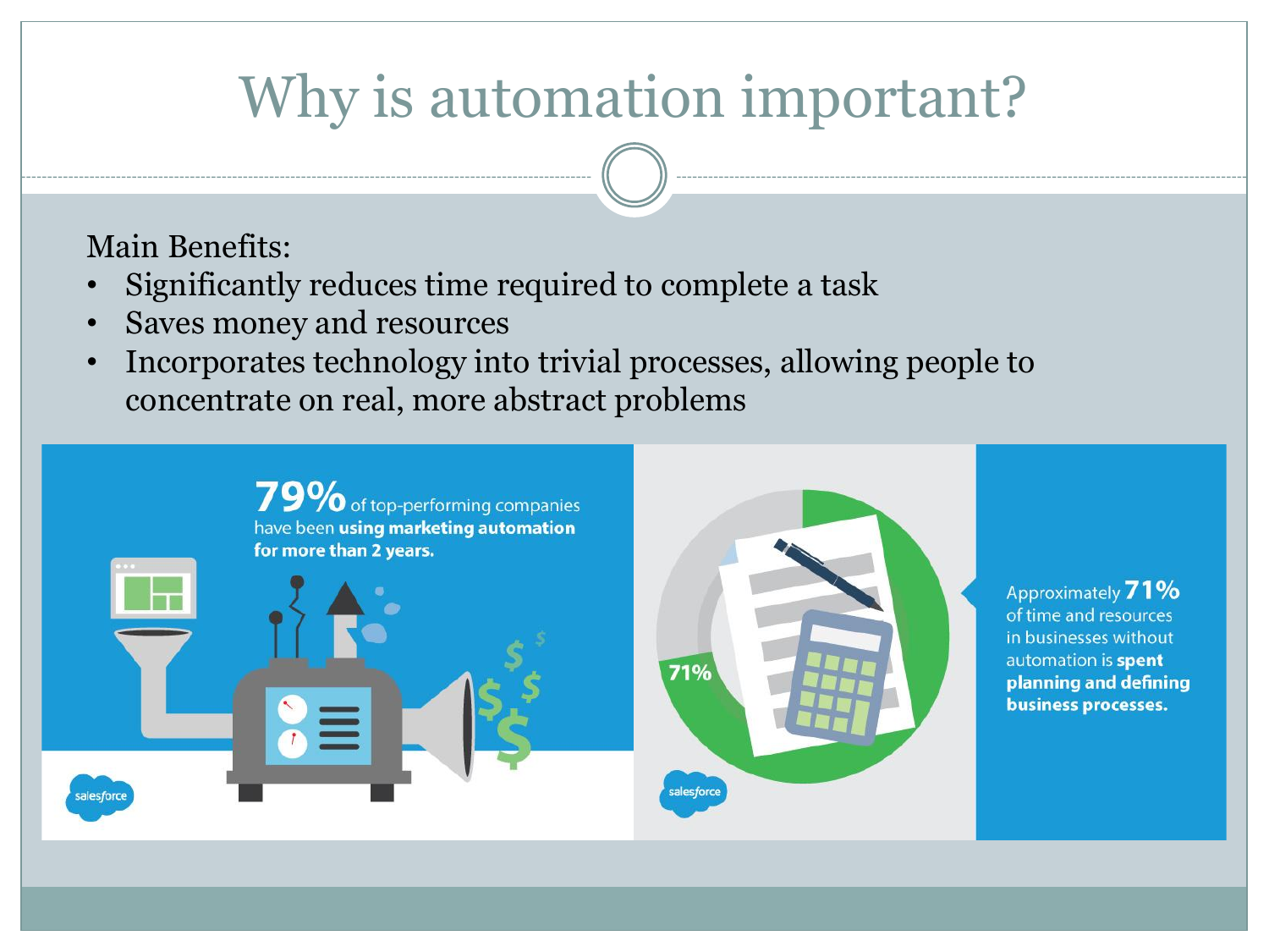# Why is automation important?

Main Benefits:

- Significantly reduces time required to complete a task
- Saves money and resources
- Incorporates technology into trivial processes, allowing people to concentrate on real, more abstract problems

**79%** of top-performing companies have been **using marketing automation for more than 2 years.**

Approximately **71%** of time and resources in businesses without automation is **spent planning and defining business processes.**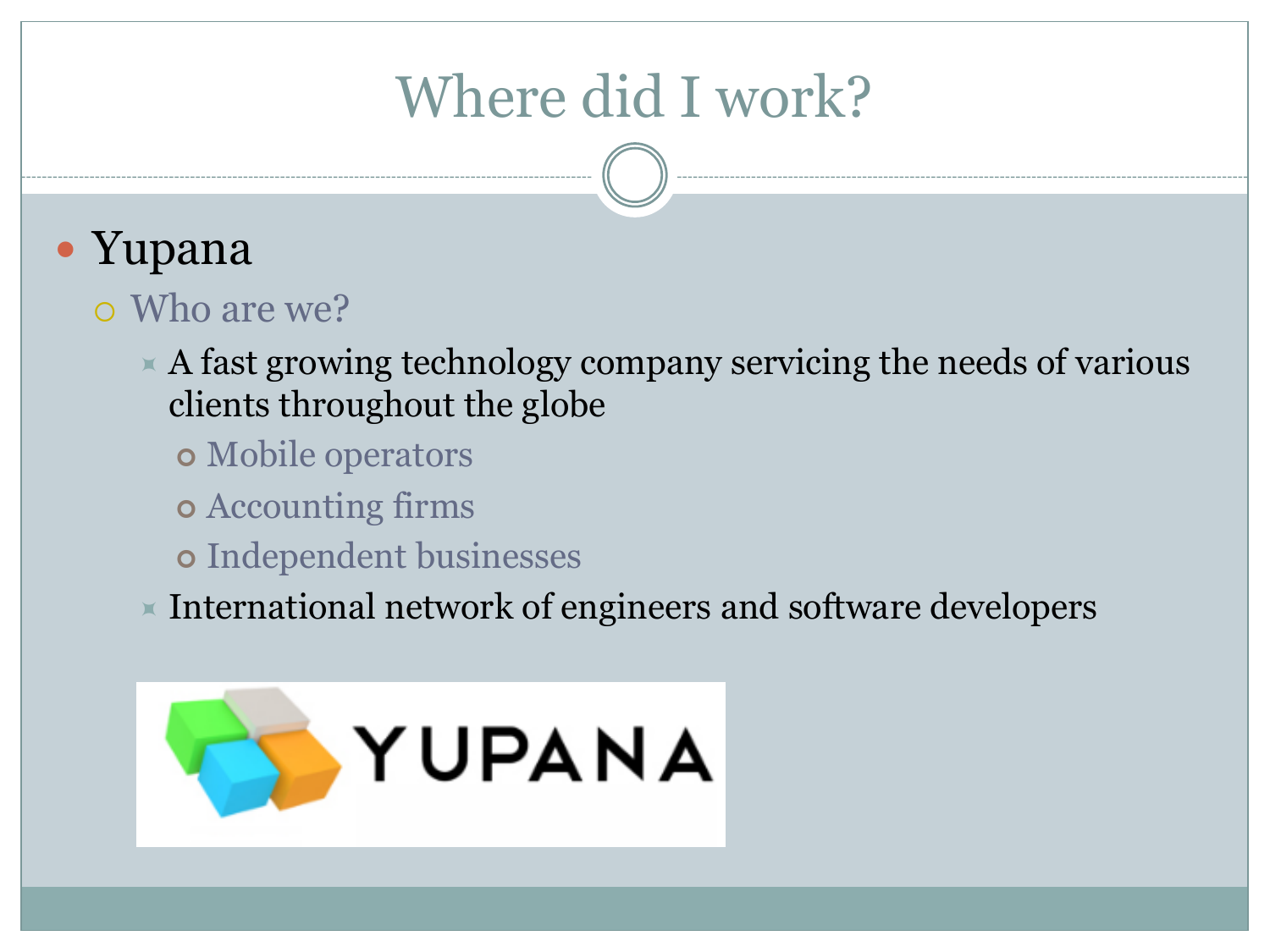# Where did I work?

- Yupana
  - Who are we?
    - A fast growing technology company servicing the needs of various clients throughout the globe
      - Mobile operators
      - Accounting firms
      - Independent businesses
    - International network of engineers and software developers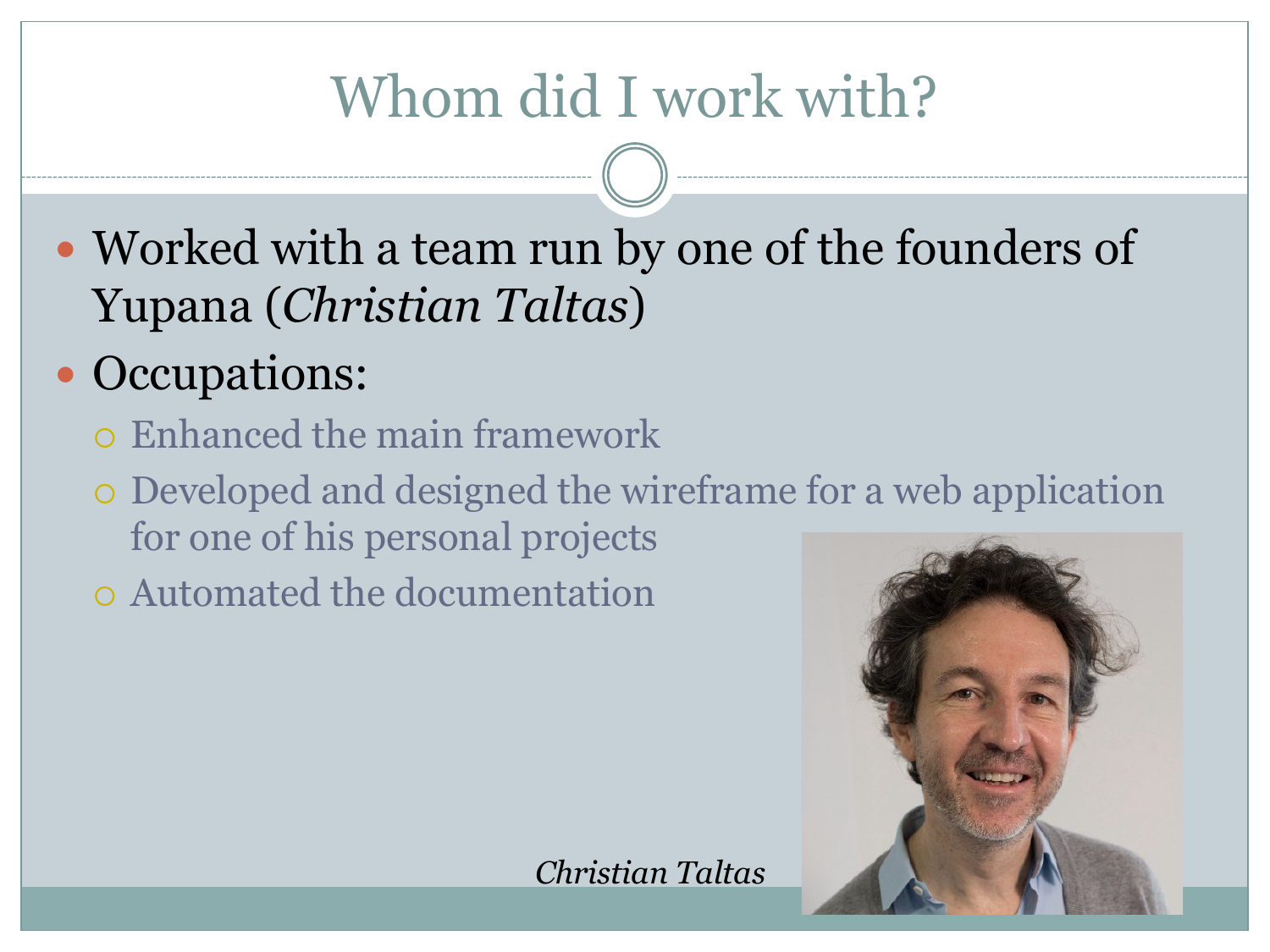# Whom did I work with?

- Worked with a team run by one of the founders of Yupana (*Christian Taltas*)
- Occupations:
  - Enhanced the main framework
  - Developed and designed the wireframe for a web application for one of his personal projects
  - Automated the documentation

*Christian Taltas*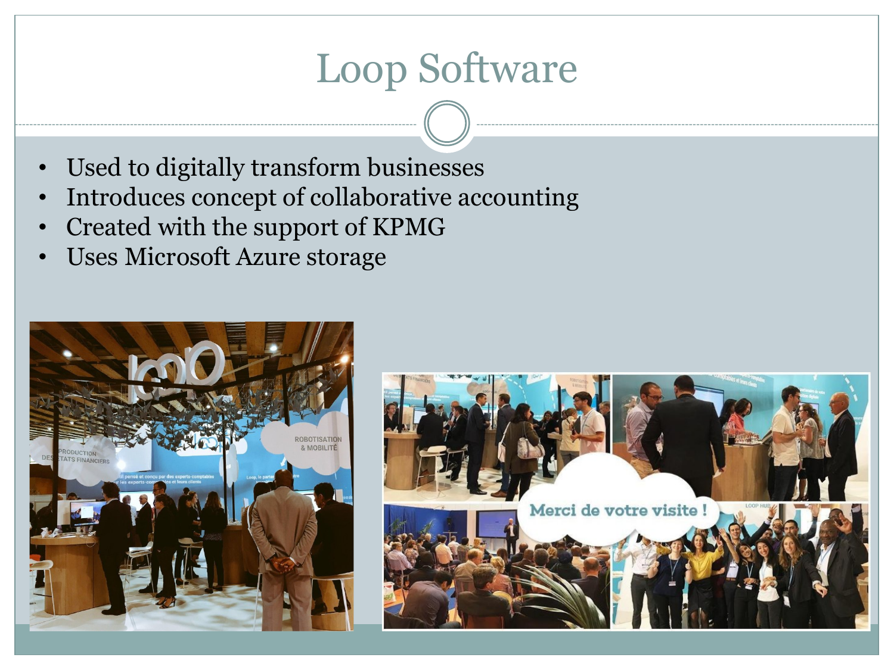# Loop Software

- Used to digitally transform businesses
- Introduces concept of collaborative accounting
- Created with the support of KPMG
- Uses Microsoft Azure storage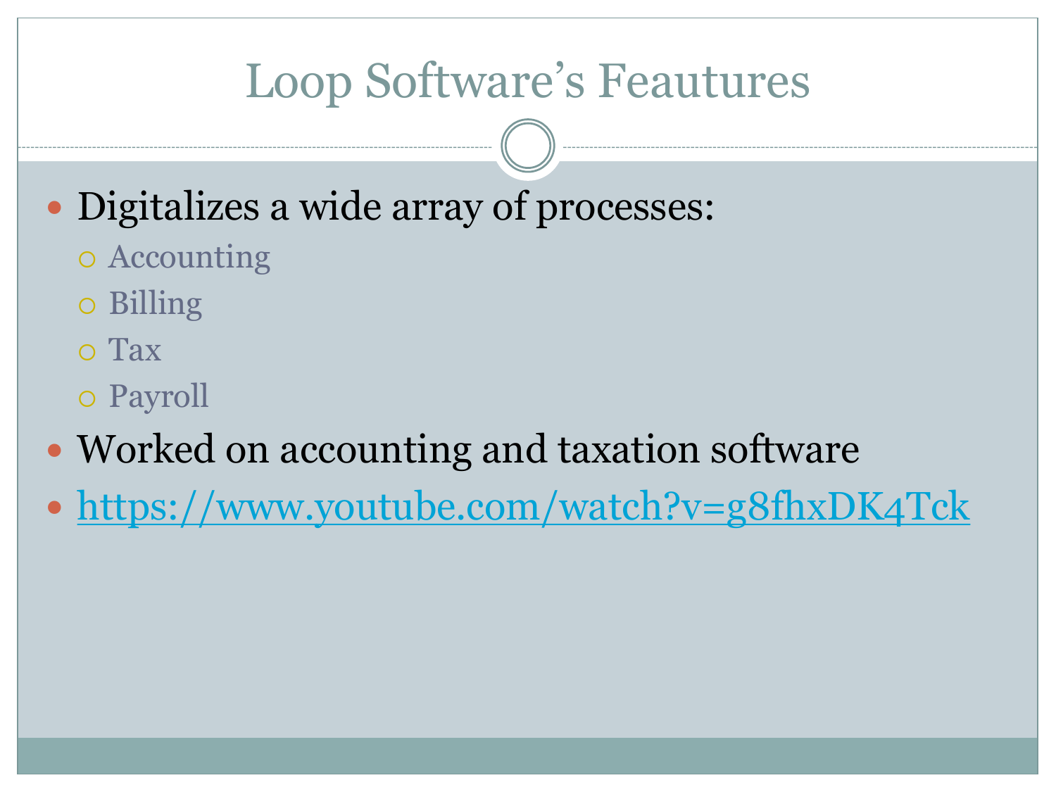# Loop Software's Feautures

- Digitalizes a wide array of processes:
  - Accounting
  - Billing
  - Tax
  - Payroll
- Worked on accounting and taxation software
- https://www.youtube.com/watch?v=g8fhxDK4Tck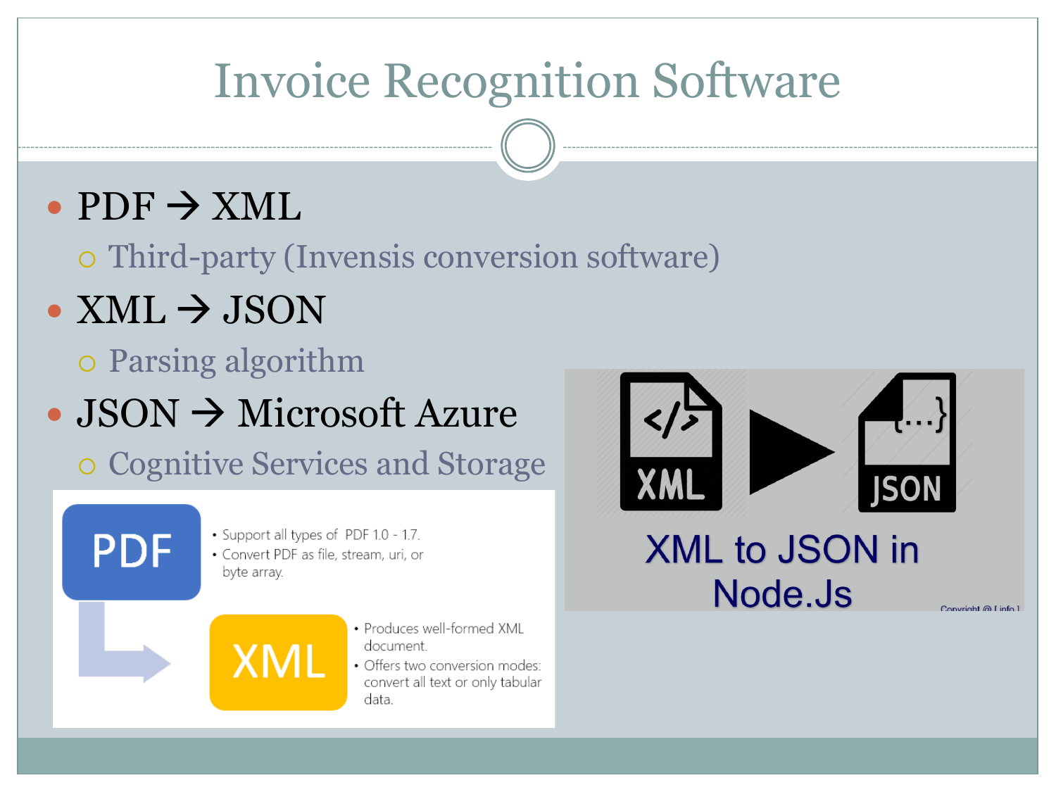# Invoice Recognition Software

- PDF → XML
  - Third-party (Invensis conversion software)
- XML → JSON
  - Parsing algorithm
- JSON → Microsoft Azure
  - Cognitive Services and Storage

PDF

- Support all types of PDF 1.0 - 1.7.
- Convert PDF as file, stream, uri, or byte array.

XML

- Produces well-formed XML document.
- Offers two conversion modes: convert all text or only tabular data.

XML to JSON in Node.Js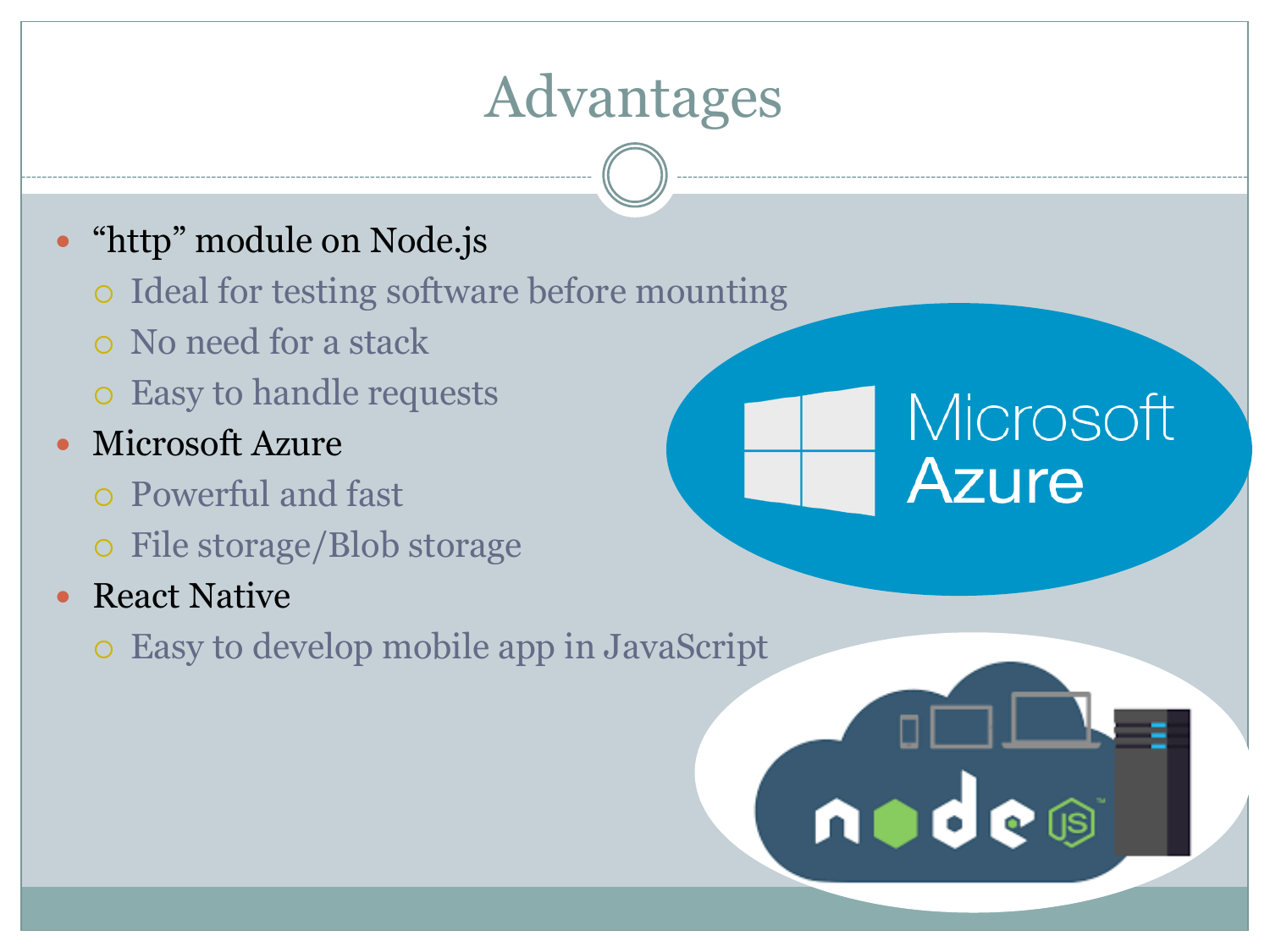# Advantages

- "http" module on Node.js
  - Ideal for testing software before mounting
  - No need for a stack
  - Easy to handle requests
- Microsoft Azure
  - Powerful and fast
  - File storage/Blob storage
- React Native
  - Easy to develop mobile app in JavaScript